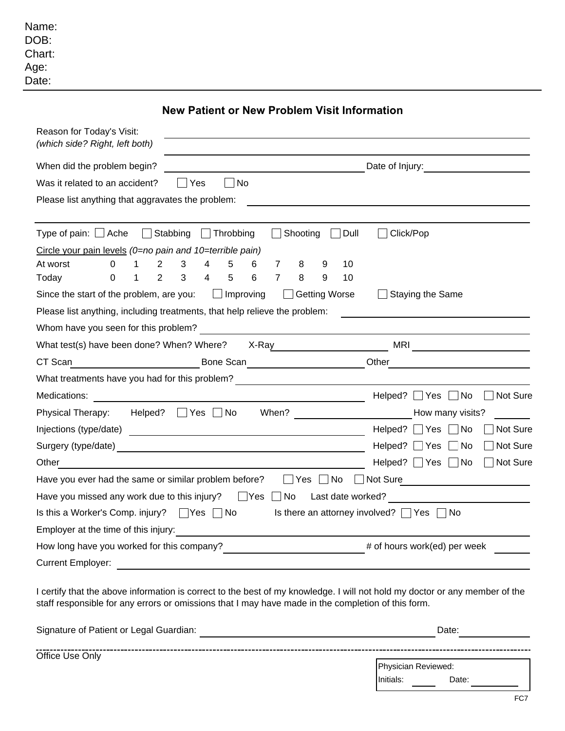Name:
DOB:
Chart:
Age:
Date:

---

## New Patient or New Problem Visit Information

Reason for Today's Visit: ______________________________
*(which side? Right, left both)*

When did the problem begin? ______________________ Date of Injury: ______________

Was it related to an accident? ☐ Yes ☐ No

Please list anything that aggravates the problem: ______________________________

---

Type of pain: ☐ Ache ☐ Stabbing ☐ Throbbing ☐ Shooting ☐ Dull ☐ Click/Pop

Circle your pain levels *(0=no pain and 10=terrible pain)*

| | | | | | | | | | | | |
|---|---|---|---|---|---|---|---|---|---|---|---|
| At worst | 0 | 1 | 2 | 3 | 4 | 5 | 6 | 7 | 8 | 9 | 10 |
| Today | 0 | 1 | 2 | 3 | 4 | 5 | 6 | 7 | 8 | 9 | 10 |

Since the start of the problem, are you: ☐ Improving ☐ Getting Worse ☐ Staying the Same

Please list anything, including treatments, that help relieve the problem: ______________

Whom have you seen for this problem? ______________________________

What test(s) have been done? When? Where? X-Ray ______________ MRI ______________

CT Scan ______________ Bone Scan ______________ Other ______________

What treatments have you had for this problem? ______________________________

Medications: ______________________ Helped? ☐ Yes ☐ No ☐ Not Sure

Physical Therapy: Helped? ☐ Yes ☐ No When? ______________ How many visits? ______

Injections (type/date) ______________________ Helped? ☐ Yes ☐ No ☐ Not Sure

Surgery (type/date) ______________________ Helped? ☐ Yes ☐ No ☐ Not Sure

Other ______________________ Helped? ☐ Yes ☐ No ☐ Not Sure

Have you ever had the same or similar problem before? ☐ Yes ☐ No ☐ Not Sure ______________

Have you missed any work due to this injury? ☐ Yes ☐ No Last date worked? ______________

Is this a Worker's Comp. injury? ☐ Yes ☐ No Is there an attorney involved? ☐ Yes ☐ No

Employer at the time of this injury: ______________________________

How long have you worked for this company? ______________ # of hours work(ed) per week ______

Current Employer: ______________________________

I certify that the above information is correct to the best of my knowledge. I will not hold my doctor or any member of the staff responsible for any errors or omissions that I may have made in the completion of this form.

Signature of Patient or Legal Guardian: ______________________ Date: ______________

---

Office Use Only

Physician Reviewed:
Initials: ______ Date: ______________

FC7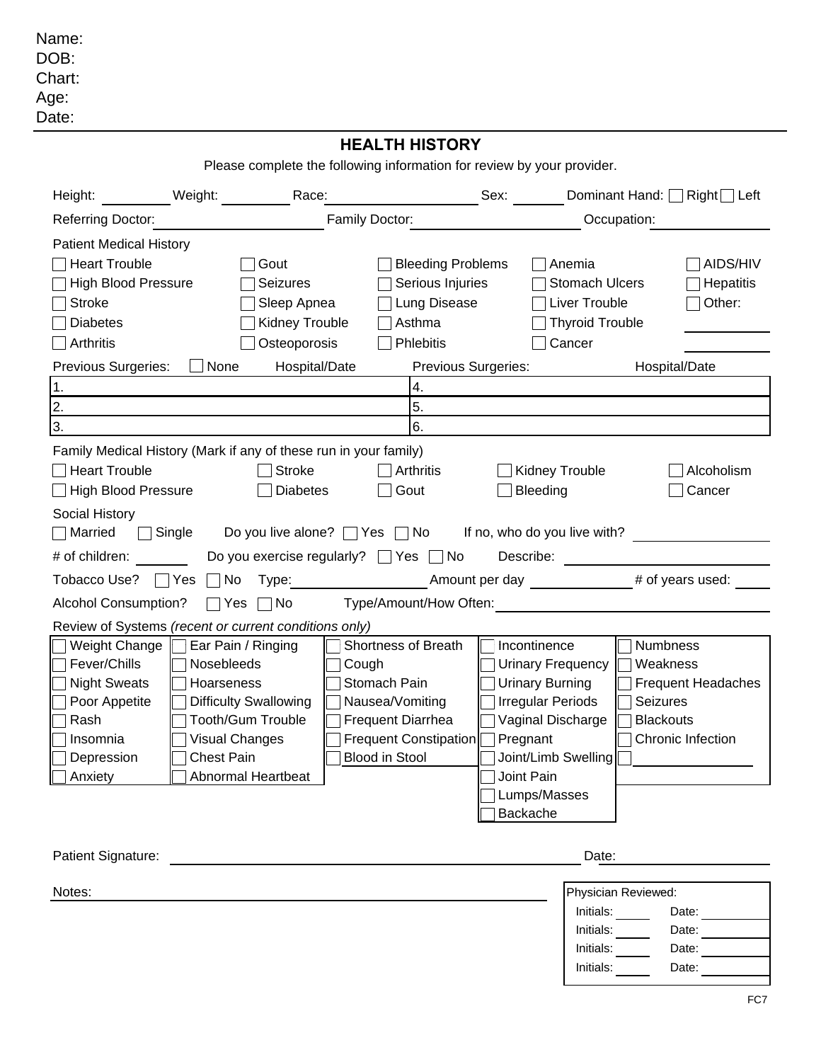Name:
DOB:
Chart:
Age:
Date:

---

# HEALTH HISTORY

Please complete the following information for review by your provider.

Height: ________ Weight: ________ Race: ________________ Sex: ______ Dominant Hand: ☐ Right ☐ Left

Referring Doctor: ________________ Family Doctor: ________________ Occupation: ____________

**Patient Medical History**

| | | | | |
|---|---|---|---|---|
| ☐ Heart Trouble | ☐ Gout | ☐ Bleeding Problems | ☐ Anemia | ☐ AIDS/HIV |
| ☐ High Blood Pressure | ☐ Seizures | ☐ Serious Injuries | ☐ Stomach Ulcers | ☐ Hepatitis |
| ☐ Stroke | ☐ Sleep Apnea | ☐ Lung Disease | ☐ Liver Trouble | ☐ Other: |
| ☐ Diabetes | ☐ Kidney Trouble | ☐ Asthma | ☐ Thyroid Trouble | ____________ |
| ☐ Arthritis | ☐ Osteoporosis | ☐ Phlebitis | ☐ Cancer | ____________ |

| Previous Surgeries: ☐ None | Hospital/Date | Previous Surgeries: | Hospital/Date |
|---|---|---|---|
| 1. | | 4. | |
| 2. | | 5. | |
| 3. | | 6. | |

**Family Medical History** (Mark if any of these run in your family)

| | | | | |
|---|---|---|---|---|
| ☐ Heart Trouble | ☐ Stroke | ☐ Arthritis | ☐ Kidney Trouble | ☐ Alcoholism |
| ☐ High Blood Pressure | ☐ Diabetes | ☐ Gout | ☐ Bleeding | ☐ Cancer |

**Social History**

☐ Married ☐ Single Do you live alone? ☐ Yes ☐ No If no, who do you live with? ____________

# of children: ______ Do you exercise regularly? ☐ Yes ☐ No Describe: ____________

Tobacco Use? ☐ Yes ☐ No Type: ____________ Amount per day ____________ # of years used: ______

Alcohol Consumption? ☐ Yes ☐ No Type/Amount/How Often: ____________

**Review of Systems** *(recent or current conditions only)*

| | | | | |
|---|---|---|---|---|
| ☐ Weight Change | ☐ Ear Pain / Ringing | ☐ Shortness of Breath | ☐ Incontinence | ☐ Numbness |
| ☐ Fever/Chills | ☐ Nosebleeds | ☐ Cough | ☐ Urinary Frequency | ☐ Weakness |
| ☐ Night Sweats | ☐ Hoarseness | ☐ Stomach Pain | ☐ Urinary Burning | ☐ Frequent Headaches |
| ☐ Poor Appetite | ☐ Difficulty Swallowing | ☐ Nausea/Vomiting | ☐ Irregular Periods | ☐ Seizures |
| ☐ Rash | ☐ Tooth/Gum Trouble | ☐ Frequent Diarrhea | ☐ Vaginal Discharge | ☐ Blackouts |
| ☐ Insomnia | ☐ Visual Changes | ☐ Frequent Constipation | ☐ Pregnant | ☐ Chronic Infection |
| ☐ Depression | ☐ Chest Pain | ☐ Blood in Stool | ☐ Joint/Limb Swelling | ☐ ____________ |
| ☐ Anxiety | ☐ Abnormal Heartbeat | | ☐ Joint Pain | |
| | | | ☐ Lumps/Masses | |
| | | | ☐ Backache | |

Patient Signature: ________________________________ Date: ____________

Notes: ________________________________

| Physician Reviewed: | |
|---|---|
| Initials: ______ | Date: ________ |
| Initials: ______ | Date: ________ |
| Initials: ______ | Date: ________ |
| Initials: ______ | Date: ________ |

FC7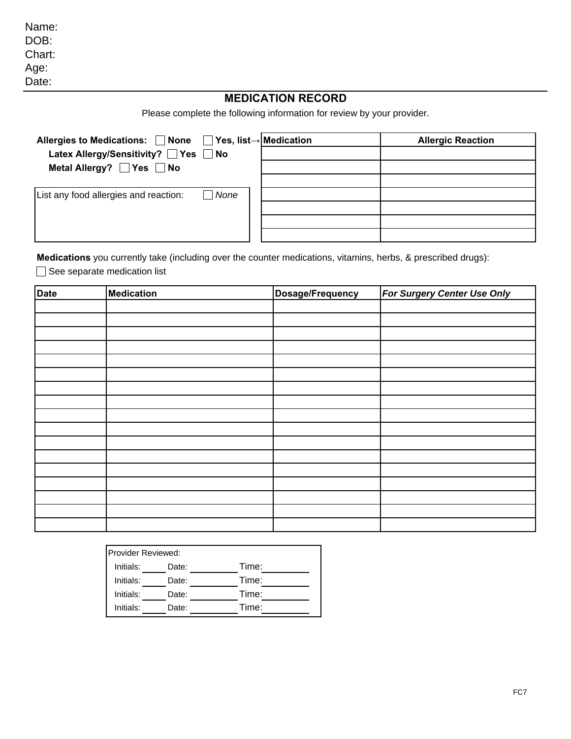Name:
DOB:
Chart:
Age:
Date:

## MEDICATION RECORD

Please complete the following information for review by your provider.

**Allergies to Medications:** ☐ **None** ☐ **Yes, list→**

**Latex Allergy/Sensitivity?** ☐ **Yes** ☐ **No**

**Metal Allergy?** ☐ **Yes** ☐ **No**

| Medication | Allergic Reaction |
|---|---|
| | |
| | |
| | |
| | |
| | |
| | |
| | |

List any food allergies and reaction: ☐ *None*

**Medications** you currently take (including over the counter medications, vitamins, herbs, & prescribed drugs):

☐ See separate medication list

| Date | Medication | Dosage/Frequency | *For Surgery Center Use Only* |
|---|---|---|---|
| | | | |
| | | | |
| | | | |
| | | | |
| | | | |
| | | | |
| | | | |
| | | | |
| | | | |
| | | | |
| | | | |
| | | | |
| | | | |
| | | | |
| | | | |
| | | | |
| | | | |

Provider Reviewed:

Initials: _____ Date: _________ Time: _________

Initials: _____ Date: _________ Time: _________

Initials: _____ Date: _________ Time: _________

Initials: _____ Date: _________ Time: _________

FC7